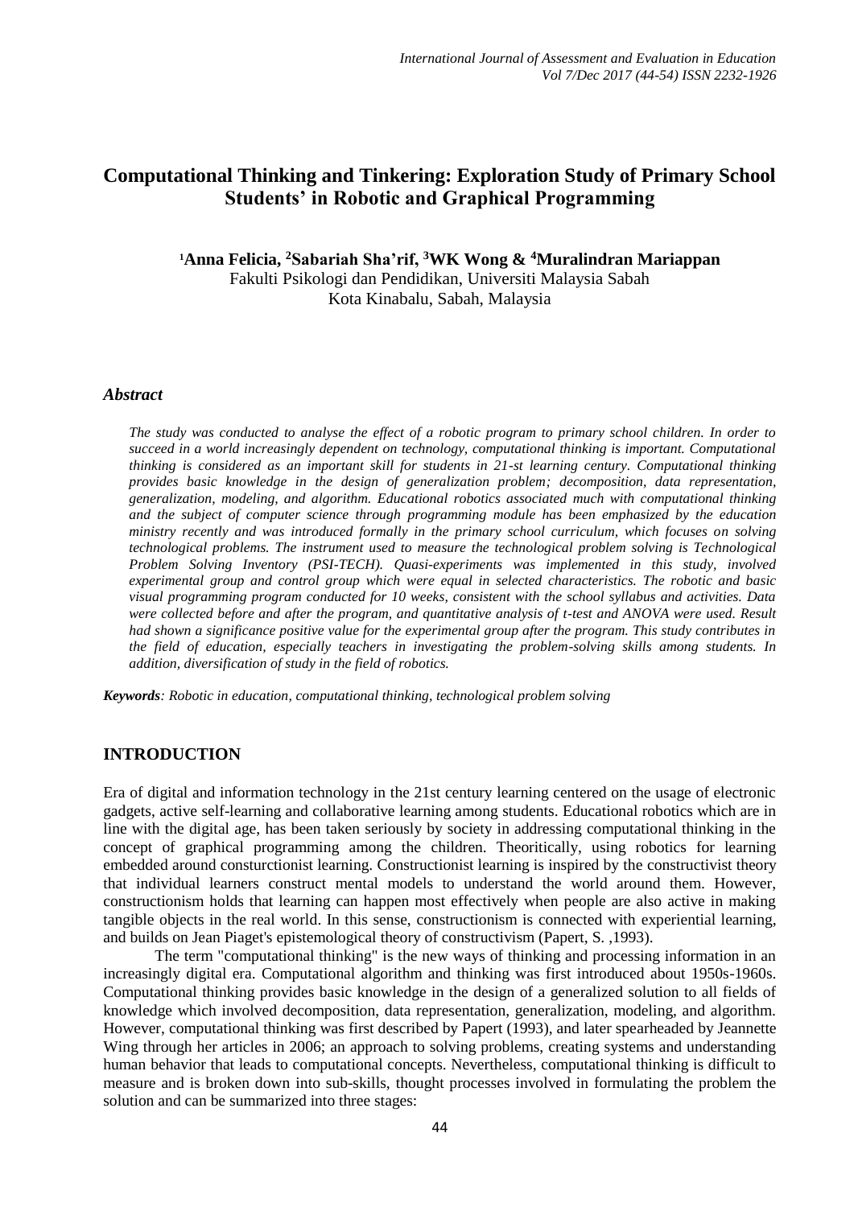# Computational Thinking and Tinkering: Exploration Study of Primary School Students' in Robotic and Graphical Programming

**[1]Anna Felicia, [2]Sabariah Sha'rif, [3]WK Wong & [4]Muralindran Mariappan**
Fakulti Psikologi dan Pendidikan, Universiti Malaysia Sabah
Kota Kinabalu, Sabah, Malaysia

### *Abstract*

*The study was conducted to analyse the effect of a robotic program to primary school children. In order to succeed in a world increasingly dependent on technology, computational thinking is important. Computational thinking is considered as an important skill for students in 21-st learning century. Computational thinking provides basic knowledge in the design of generalization problem; decomposition, data representation, generalization, modeling, and algorithm. Educational robotics associated much with computational thinking and the subject of computer science through programming module has been emphasized by the education ministry recently and was introduced formally in the primary school curriculum, which focuses on solving technological problems. The instrument used to measure the technological problem solving is Technological Problem Solving Inventory (PSI-TECH). Quasi-experiments was implemented in this study, involved experimental group and control group which were equal in selected characteristics. The robotic and basic visual programming program conducted for 10 weeks, consistent with the school syllabus and activities. Data were collected before and after the program, and quantitative analysis of t-test and ANOVA were used. Result had shown a significance positive value for the experimental group after the program. This study contributes in the field of education, especially teachers in investigating the problem-solving skills among students. In addition, diversification of study in the field of robotics.*

***Keywords****: Robotic in education, computational thinking, technological problem solving*

## INTRODUCTION

Era of digital and information technology in the 21st century learning centered on the usage of electronic gadgets, active self-learning and collaborative learning among students. Educational robotics which are in line with the digital age, has been taken seriously by society in addressing computational thinking in the concept of graphical programming among the children. Theoritically, using robotics for learning embedded around consturctionist learning. Constructionist learning is inspired by the constructivist theory that individual learners construct mental models to understand the world around them. However, constructionism holds that learning can happen most effectively when people are also active in making tangible objects in the real world. In this sense, constructionism is connected with experiential learning, and builds on Jean Piaget's epistemological theory of constructivism (Papert, S. ,1993).

The term "computational thinking" is the new ways of thinking and processing information in an increasingly digital era. Computational algorithm and thinking was first introduced about 1950s-1960s. Computational thinking provides basic knowledge in the design of a generalized solution to all fields of knowledge which involved decomposition, data representation, generalization, modeling, and algorithm. However, computational thinking was first described by Papert (1993), and later spearheaded by Jeannette Wing through her articles in 2006; an approach to solving problems, creating systems and understanding human behavior that leads to computational concepts. Nevertheless, computational thinking is difficult to measure and is broken down into sub-skills, thought processes involved in formulating the problem the solution and can be summarized into three stages: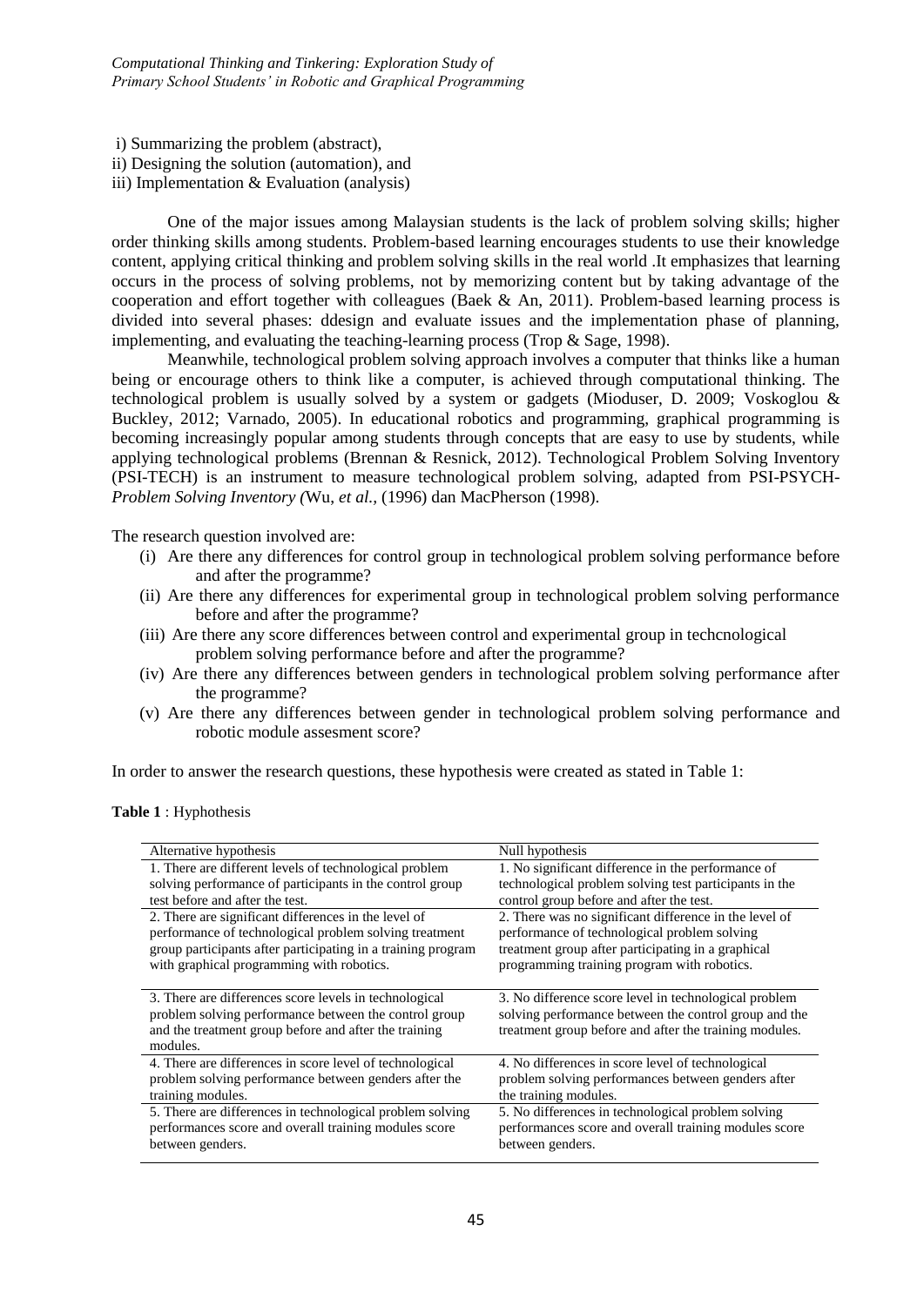i) Summarizing the problem (abstract),
ii) Designing the solution (automation), and
iii) Implementation & Evaluation (analysis)

One of the major issues among Malaysian students is the lack of problem solving skills; higher order thinking skills among students. Problem-based learning encourages students to use their knowledge content, applying critical thinking and problem solving skills in the real world .It emphasizes that learning occurs in the process of solving problems, not by memorizing content but by taking advantage of the cooperation and effort together with colleagues (Baek & An, 2011). Problem-based learning process is divided into several phases: ddesign and evaluate issues and the implementation phase of planning, implementing, and evaluating the teaching-learning process (Trop & Sage, 1998).

Meanwhile, technological problem solving approach involves a computer that thinks like a human being or encourage others to think like a computer, is achieved through computational thinking. The technological problem is usually solved by a system or gadgets (Mioduser, D. 2009; Voskoglou & Buckley, 2012; Varnado, 2005). In educational robotics and programming, graphical programming is becoming increasingly popular among students through concepts that are easy to use by students, while applying technological problems (Brennan & Resnick, 2012). Technological Problem Solving Inventory (PSI-TECH) is an instrument to measure technological problem solving, adapted from PSI-PSYCH-*Problem Solving Inventory (*Wu, *et al.,* (1996) dan MacPherson (1998).

The research question involved are:

(i) Are there any differences for control group in technological problem solving performance before and after the programme?
(ii) Are there any differences for experimental group in technological problem solving performance before and after the programme?
(iii) Are there any score differences between control and experimental group in techcnological problem solving performance before and after the programme?
(iv) Are there any differences between genders in technological problem solving performance after the programme?
(v) Are there any differences between gender in technological problem solving performance and robotic module assesment score?

In order to answer the research questions, these hypothesis were created as stated in Table 1:

**Table 1** : Hyphothesis

| Alternative hypothesis | Null hypothesis |
|---|---|
| 1. There are different levels of technological problem solving performance of participants in the control group test before and after the test. | 1. No significant difference in the performance of technological problem solving test participants in the control group before and after the test. |
| 2. There are significant differences in the level of performance of technological problem solving treatment group participants after participating in a training program with graphical programming with robotics. | 2. There was no significant difference in the level of performance of technological problem solving treatment group after participating in a graphical programming training program with robotics. |
| 3. There are differences score levels in technological problem solving performance between the control group and the treatment group before and after the training modules. | 3. No difference score level in technological problem solving performance between the control group and the treatment group before and after the training modules. |
| 4. There are differences in score level of technological problem solving performance between genders after the training modules. | 4. No differences in score level of technological problem solving performances between genders after the training modules. |
| 5. There are differences in technological problem solving performances score and overall training modules score between genders. | 5. No differences in technological problem solving performances score and overall training modules score between genders. |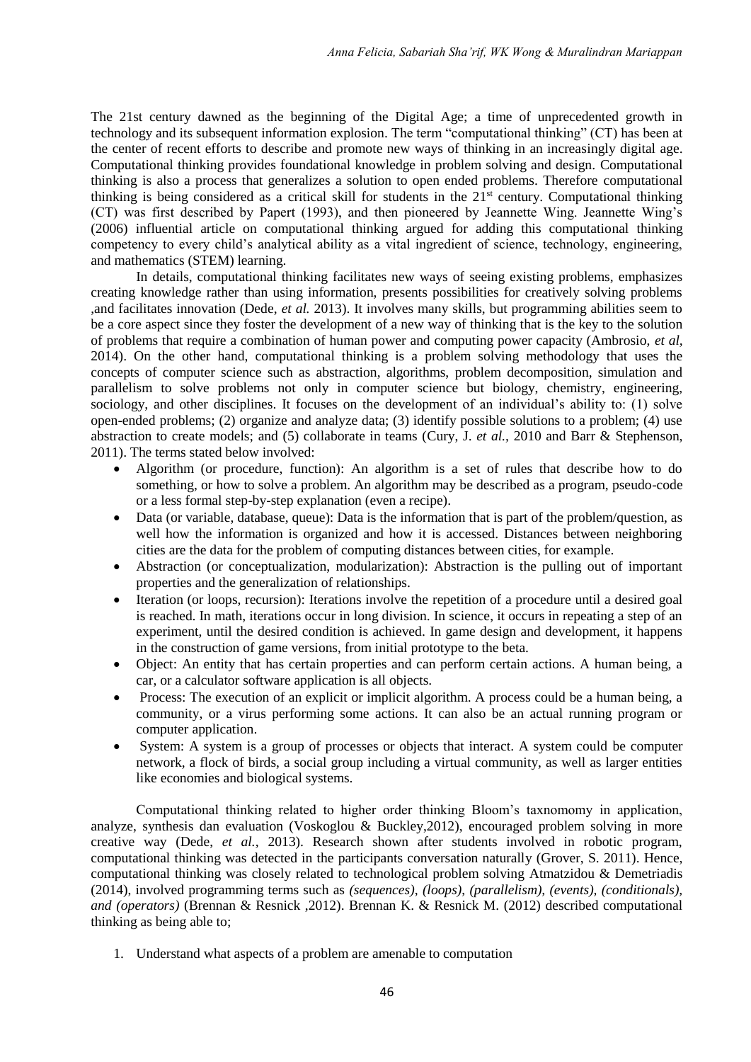The 21st century dawned as the beginning of the Digital Age; a time of unprecedented growth in technology and its subsequent information explosion. The term "computational thinking" (CT) has been at the center of recent efforts to describe and promote new ways of thinking in an increasingly digital age. Computational thinking provides foundational knowledge in problem solving and design. Computational thinking is also a process that generalizes a solution to open ended problems. Therefore computational thinking is being considered as a critical skill for students in the 21st century. Computational thinking (CT) was first described by Papert (1993), and then pioneered by Jeannette Wing. Jeannette Wing's (2006) influential article on computational thinking argued for adding this computational thinking competency to every child's analytical ability as a vital ingredient of science, technology, engineering, and mathematics (STEM) learning.

In details, computational thinking facilitates new ways of seeing existing problems, emphasizes creating knowledge rather than using information, presents possibilities for creatively solving problems ,and facilitates innovation (Dede, *et al.* 2013). It involves many skills, but programming abilities seem to be a core aspect since they foster the development of a new way of thinking that is the key to the solution of problems that require a combination of human power and computing power capacity (Ambrosio, *et al*, 2014). On the other hand, computational thinking is a problem solving methodology that uses the concepts of computer science such as abstraction, algorithms, problem decomposition, simulation and parallelism to solve problems not only in computer science but biology, chemistry, engineering, sociology, and other disciplines. It focuses on the development of an individual's ability to: (1) solve open-ended problems; (2) organize and analyze data; (3) identify possible solutions to a problem; (4) use abstraction to create models; and (5) collaborate in teams (Cury, J. *et al.,* 2010 and Barr & Stephenson, 2011). The terms stated below involved:

- Algorithm (or procedure, function): An algorithm is a set of rules that describe how to do something, or how to solve a problem. An algorithm may be described as a program, pseudo-code or a less formal step-by-step explanation (even a recipe).
- Data (or variable, database, queue): Data is the information that is part of the problem/question, as well how the information is organized and how it is accessed. Distances between neighboring cities are the data for the problem of computing distances between cities, for example.
- Abstraction (or conceptualization, modularization): Abstraction is the pulling out of important properties and the generalization of relationships.
- Iteration (or loops, recursion): Iterations involve the repetition of a procedure until a desired goal is reached. In math, iterations occur in long division. In science, it occurs in repeating a step of an experiment, until the desired condition is achieved. In game design and development, it happens in the construction of game versions, from initial prototype to the beta.
- Object: An entity that has certain properties and can perform certain actions. A human being, a car, or a calculator software application is all objects.
- Process: The execution of an explicit or implicit algorithm. A process could be a human being, a community, or a virus performing some actions. It can also be an actual running program or computer application.
- System: A system is a group of processes or objects that interact. A system could be computer network, a flock of birds, a social group including a virtual community, as well as larger entities like economies and biological systems.

Computational thinking related to higher order thinking Bloom's taxnomomy in application, analyze, synthesis dan evaluation (Voskoglou & Buckley,2012), encouraged problem solving in more creative way (Dede, *et al.,* 2013). Research shown after students involved in robotic program, computational thinking was detected in the participants conversation naturally (Grover, S. 2011). Hence, computational thinking was closely related to technological problem solving Atmatzidou & Demetriadis (2014), involved programming terms such as *(sequences), (loops), (parallelism), (events), (conditionals), and (operators)* (Brennan & Resnick ,2012). Brennan K. & Resnick M. (2012) described computational thinking as being able to;

1. Understand what aspects of a problem are amenable to computation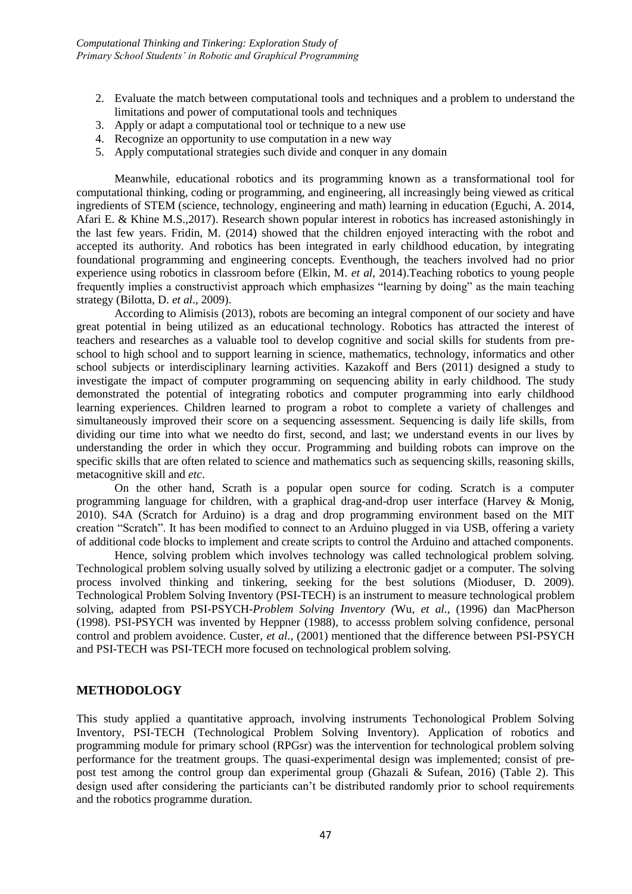2. Evaluate the match between computational tools and techniques and a problem to understand the limitations and power of computational tools and techniques
3. Apply or adapt a computational tool or technique to a new use
4. Recognize an opportunity to use computation in a new way
5. Apply computational strategies such divide and conquer in any domain

Meanwhile, educational robotics and its programming known as a transformational tool for computational thinking, coding or programming, and engineering, all increasingly being viewed as critical ingredients of STEM (science, technology, engineering and math) learning in education (Eguchi, A. 2014, Afari E. & Khine M.S.,2017). Research shown popular interest in robotics has increased astonishingly in the last few years. Fridin, M. (2014) showed that the children enjoyed interacting with the robot and accepted its authority. And robotics has been integrated in early childhood education, by integrating foundational programming and engineering concepts. Eventhough, the teachers involved had no prior experience using robotics in classroom before (Elkin, M. *et al*, 2014).Teaching robotics to young people frequently implies a constructivist approach which emphasizes "learning by doing" as the main teaching strategy (Bilotta, D. *et al*., 2009).

According to Alimisis (2013), robots are becoming an integral component of our society and have great potential in being utilized as an educational technology. Robotics has attracted the interest of teachers and researches as a valuable tool to develop cognitive and social skills for students from pre-school to high school and to support learning in science, mathematics, technology, informatics and other school subjects or interdisciplinary learning activities. Kazakoff and Bers (2011) designed a study to investigate the impact of computer programming on sequencing ability in early childhood. The study demonstrated the potential of integrating robotics and computer programming into early childhood learning experiences. Children learned to program a robot to complete a variety of challenges and simultaneously improved their score on a sequencing assessment. Sequencing is daily life skills, from dividing our time into what we needto do first, second, and last; we understand events in our lives by understanding the order in which they occur. Programming and building robots can improve on the specific skills that are often related to science and mathematics such as sequencing skills, reasoning skills, metacognitive skill and *etc*.

On the other hand, Scrath is a popular open source for coding. Scratch is a computer programming language for children, with a graphical drag-and-drop user interface (Harvey & Monig, 2010). S4A (Scratch for Arduino) is a drag and drop programming environment based on the MIT creation "Scratch". It has been modified to connect to an Arduino plugged in via USB, offering a variety of additional code blocks to implement and create scripts to control the Arduino and attached components.

Hence, solving problem which involves technology was called technological problem solving. Technological problem solving usually solved by utilizing a electronic gadjet or a computer. The solving process involved thinking and tinkering, seeking for the best solutions (Mioduser, D. 2009). Technological Problem Solving Inventory (PSI-TECH) is an instrument to measure technological problem solving, adapted from PSI-PSYCH-*Problem Solving Inventory (*Wu, *et al.,* (1996) dan MacPherson (1998). PSI-PSYCH was invented by Heppner (1988), to accesss problem solving confidence, personal control and problem avoidence. Custer, *et al.,* (2001) mentioned that the difference between PSI-PSYCH and PSI-TECH was PSI-TECH more focused on technological problem solving.

## METHODOLOGY

This study applied a quantitative approach, involving instruments Techonological Problem Solving Inventory, PSI-TECH (Technological Problem Solving Inventory). Application of robotics and programming module for primary school (RPGsr) was the intervention for technological problem solving performance for the treatment groups. The quasi-experimental design was implemented; consist of pre-post test among the control group dan experimental group (Ghazali & Sufean, 2016) (Table 2). This design used after considering the particiants can't be distributed randomly prior to school requirements and the robotics programme duration.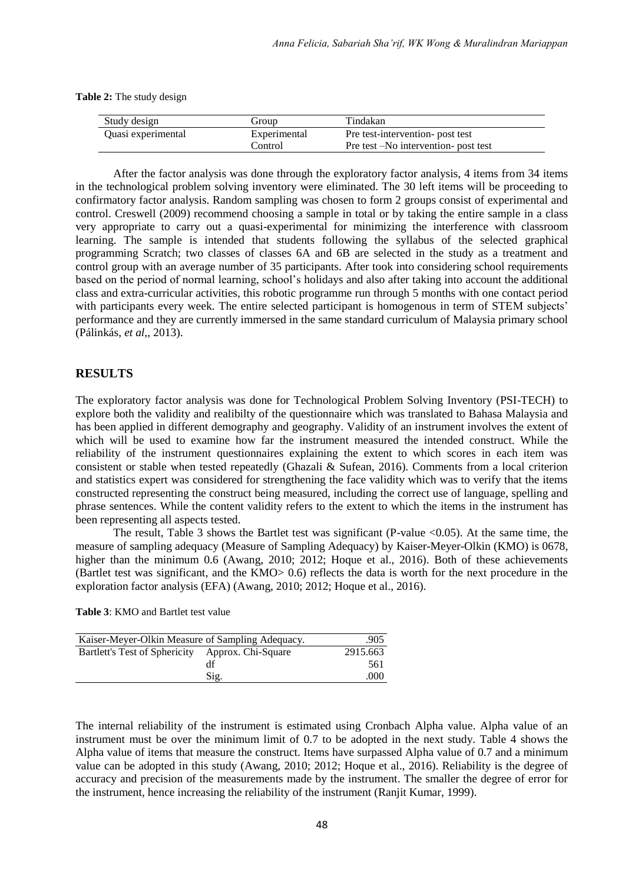**Table 2:** The study design

| Study design | Group | Tindakan |
|---|---|---|
| Quasi experimental | Experimental | Pre test-intervention- post test |
| | Control | Pre test –No intervention- post test |

After the factor analysis was done through the exploratory factor analysis, 4 items from 34 items in the technological problem solving inventory were eliminated. The 30 left items will be proceeding to confirmatory factor analysis. Random sampling was chosen to form 2 groups consist of experimental and control. Creswell (2009) recommend choosing a sample in total or by taking the entire sample in a class very appropriate to carry out a quasi-experimental for minimizing the interference with classroom learning. The sample is intended that students following the syllabus of the selected graphical programming Scratch; two classes of classes 6A and 6B are selected in the study as a treatment and control group with an average number of 35 participants. After took into considering school requirements based on the period of normal learning, school's holidays and also after taking into account the additional class and extra-curricular activities, this robotic programme run through 5 months with one contact period with participants every week. The entire selected participant is homogenous in term of STEM subjects' performance and they are currently immersed in the same standard curriculum of Malaysia primary school (Pálinkás, *et al*,, 2013).

## RESULTS

The exploratory factor analysis was done for Technological Problem Solving Inventory (PSI-TECH) to explore both the validity and realibilty of the questionnaire which was translated to Bahasa Malaysia and has been applied in different demography and geography. Validity of an instrument involves the extent of which will be used to examine how far the instrument measured the intended construct. While the reliability of the instrument questionnaires explaining the extent to which scores in each item was consistent or stable when tested repeatedly (Ghazali & Sufean, 2016). Comments from a local criterion and statistics expert was considered for strengthening the face validity which was to verify that the items constructed representing the construct being measured, including the correct use of language, spelling and phrase sentences. While the content validity refers to the extent to which the items in the instrument has been representing all aspects tested.

The result, Table 3 shows the Bartlet test was significant (P-value <0.05). At the same time, the measure of sampling adequacy (Measure of Sampling Adequacy) by Kaiser-Meyer-Olkin (KMO) is 0678, higher than the minimum 0.6 (Awang, 2010; 2012; Hoque et al., 2016). Both of these achievements (Bartlet test was significant, and the KMO> 0.6) reflects the data is worth for the next procedure in the exploration factor analysis (EFA) (Awang, 2010; 2012; Hoque et al., 2016).

**Table 3**: KMO and Bartlet test value

| Kaiser-Meyer-Olkin Measure of Sampling Adequacy. | | .905 |
|---|---|---|
| Bartlett's Test of Sphericity | Approx. Chi-Square | 2915.663 |
| | df | 561 |
| | Sig. | .000 |

The internal reliability of the instrument is estimated using Cronbach Alpha value. Alpha value of an instrument must be over the minimum limit of 0.7 to be adopted in the next study. Table 4 shows the Alpha value of items that measure the construct. Items have surpassed Alpha value of 0.7 and a minimum value can be adopted in this study (Awang, 2010; 2012; Hoque et al., 2016). Reliability is the degree of accuracy and precision of the measurements made by the instrument. The smaller the degree of error for the instrument, hence increasing the reliability of the instrument (Ranjit Kumar, 1999).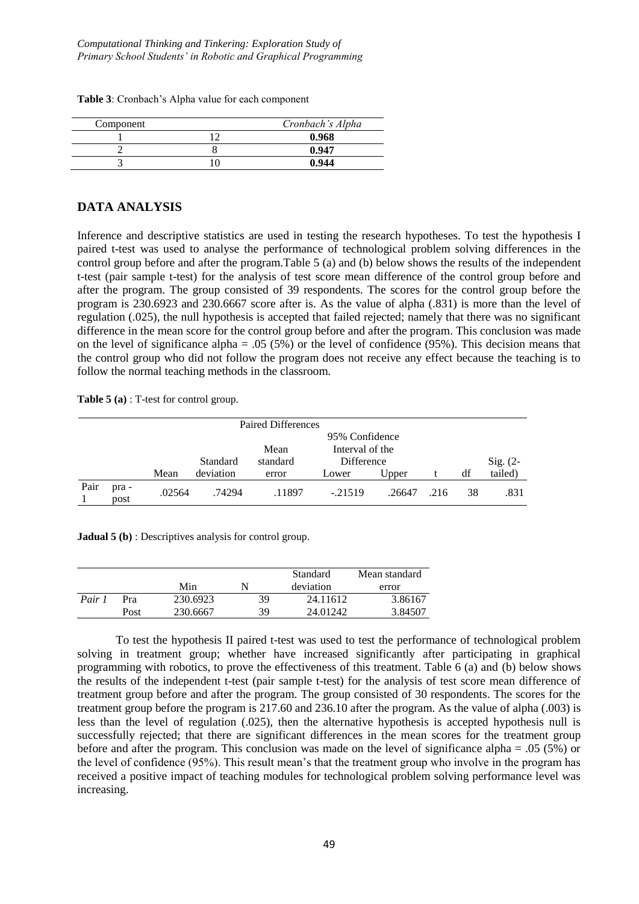**Table 3**: Cronbach's Alpha value for each component

| Component | | *Cronbach's Alpha* |
|---|---|---|
| 1 | 12 | **0.968** |
| 2 | 8 | **0.947** |
| 3 | 10 | **0.944** |

## DATA ANALYSIS

Inference and descriptive statistics are used in testing the research hypotheses. To test the hypothesis I paired t-test was used to analyse the performance of technological problem solving differences in the control group before and after the program.Table 5 (a) and (b) below shows the results of the independent t-test (pair sample t-test) for the analysis of test score mean difference of the control group before and after the program. The group consisted of 39 respondents. The scores for the control group before the program is 230.6923 and 230.6667 score after is. As the value of alpha (.831) is more than the level of regulation (.025), the null hypothesis is accepted that failed rejected; namely that there was no significant difference in the mean score for the control group before and after the program. This conclusion was made on the level of significance alpha = .05 (5%) or the level of confidence (95%). This decision means that the control group who did not follow the program does not receive any effect because the teaching is to follow the normal teaching methods in the classroom.

**Table 5 (a)** : T-test for control group.

| | | Paired Differences | | | | | | | |
|---|---|---|---|---|---|---|---|---|---|
| | | | | | 95% Confidence Interval of the Difference | | | | |
| | | Mean | Standard deviation | Mean standard error | Lower | Upper | t | df | Sig. (2-tailed) |
| Pair 1 | pra - post | .02564 | .74294 | .11897 | -.21519 | .26647 | .216 | 38 | .831 |

**Jadual 5 (b)** : Descriptives analysis for control group.

| | | Min | N | Standard deviation | Mean standard error |
|---|---|---|---|---|---|
| *Pair 1* | Pra | 230.6923 | 39 | 24.11612 | 3.86167 |
| | Post | 230.6667 | 39 | 24.01242 | 3.84507 |

To test the hypothesis II paired t-test was used to test the performance of technological problem solving in treatment group; whether have increased significantly after participating in graphical programming with robotics, to prove the effectiveness of this treatment. Table 6 (a) and (b) below shows the results of the independent t-test (pair sample t-test) for the analysis of test score mean difference of treatment group before and after the program. The group consisted of 30 respondents. The scores for the treatment group before the program is 217.60 and 236.10 after the program. As the value of alpha (.003) is less than the level of regulation (.025), then the alternative hypothesis is accepted hypothesis null is successfully rejected; that there are significant differences in the mean scores for the treatment group before and after the program. This conclusion was made on the level of significance alpha = .05 (5%) or the level of confidence (95%). This result mean's that the treatment group who involve in the program has received a positive impact of teaching modules for technological problem solving performance level was increasing.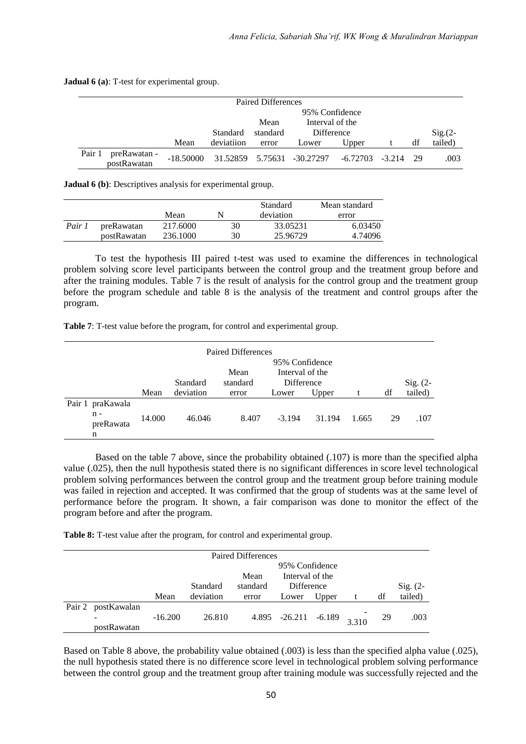**Jadual 6 (a)**: T-test for experimental group.

| | | Paired Differences | | | | | | | |
|---|---|---|---|---|---|---|---|---|---|
| | | | | | 95% Confidence Interval of the Difference | | | | |
| | | Mean | Standard deviatiion | Mean standard error | Lower | Upper | t | df | Sig.(2-tailed) |
| Pair 1 | preRawatan - postRawatan | -18.50000 | 31.52859 | 5.75631 | -30.27297 | -6.72703 | -3.214 | 29 | .003 |

**Jadual 6 (b)**: Descriptives analysis for experimental group.

| | | Mean | N | Standard deviation | Mean standard error |
|---|---|---|---|---|---|
| *Pair 1* | preRawatan | 217.6000 | 30 | 33.05231 | 6.03450 |
| | postRawatan | 236.1000 | 30 | 25.96729 | 4.74096 |

To test the hypothesis III paired t-test was used to examine the differences in technological problem solving score level participants between the control group and the treatment group before and after the training modules. Table 7 is the result of analysis for the control group and the treatment group before the program schedule and table 8 is the analysis of the treatment and control groups after the program.

**Table 7**: T-test value before the program, for control and experimental group.

| | | Paired Differences | | | | | | | |
|---|---|---|---|---|---|---|---|---|---|
| | | | | | 95% Confidence Interval of the Difference | | | | |
| | | Mean | Standard deviation | Mean standard error | Lower | Upper | t | df | Sig. (2-tailed) |
| Pair 1 | praKawalan - preRawatan | 14.000 | 46.046 | 8.407 | -3.194 | 31.194 | 1.665 | 29 | .107 |

Based on the table 7 above, since the probability obtained (.107) is more than the specified alpha value (.025), then the null hypothesis stated there is no significant differences in score level technological problem solving performances between the control group and the treatment group before training module was failed in rejection and accepted. It was confirmed that the group of students was at the same level of performance before the program. It shown, a fair comparison was done to monitor the effect of the program before and after the program.

**Table 8:** T-test value after the program, for control and experimental group.

| | | Paired Differences | | | | | | | |
|---|---|---|---|---|---|---|---|---|---|
| | | | | | 95% Confidence Interval of the Difference | | | | |
| | | Mean | Standard deviation | Mean standard error | Lower | Upper | t | df | Sig. (2-tailed) |
| Pair 2 | postKawalan - postRawatan | -16.200 | 26.810 | 4.895 | -26.211 | -6.189 | -3.310 | 29 | .003 |

Based on Table 8 above, the probability value obtained (.003) is less than the specified alpha value (.025), the null hypothesis stated there is no difference score level in technological problem solving performance between the control group and the treatment group after training module was successfully rejected and the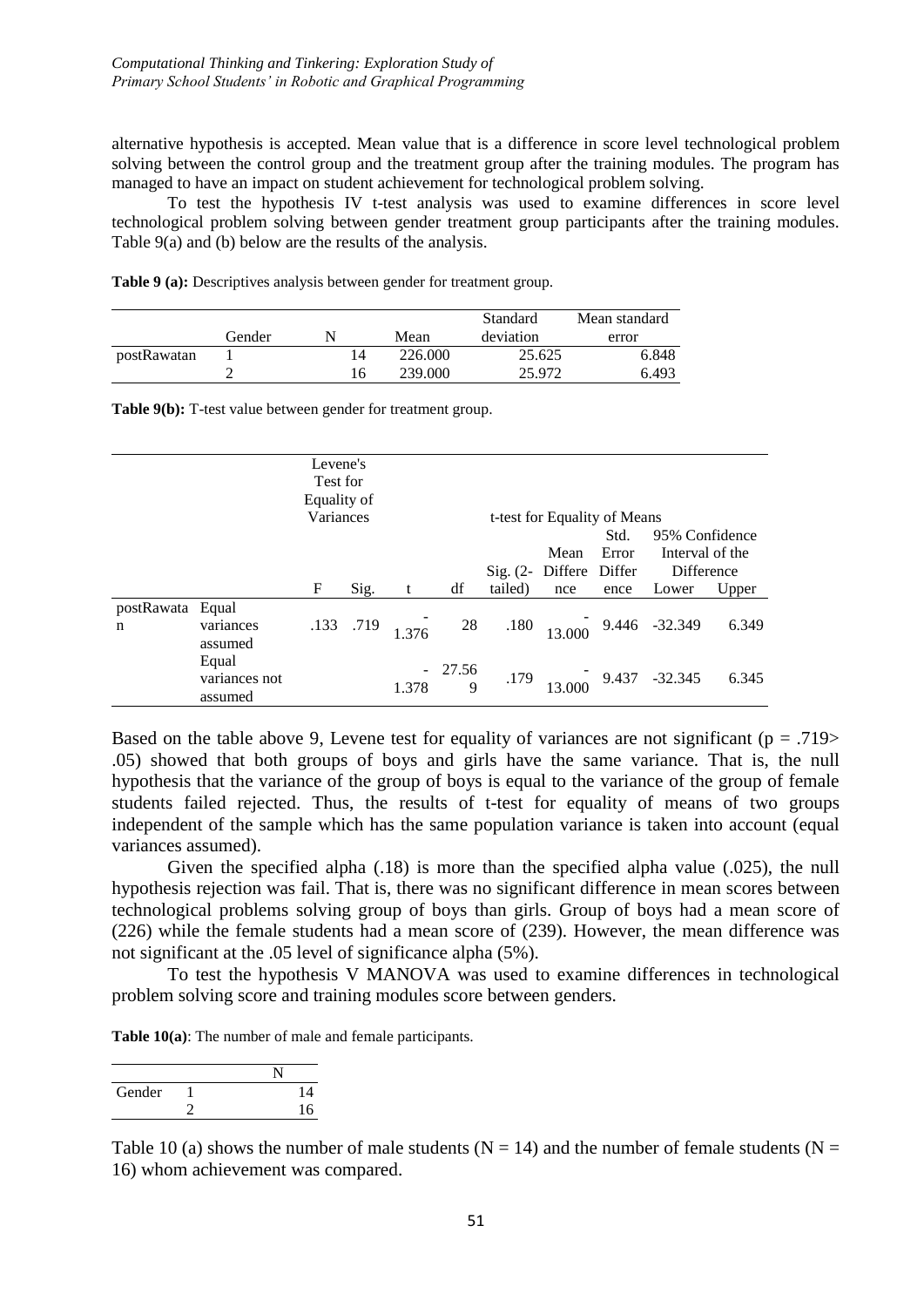alternative hypothesis is accepted. Mean value that is a difference in score level technological problem solving between the control group and the treatment group after the training modules. The program has managed to have an impact on student achievement for technological problem solving.

To test the hypothesis IV t-test analysis was used to examine differences in score level technological problem solving between gender treatment group participants after the training modules. Table 9(a) and (b) below are the results of the analysis.

**Table 9 (a):** Descriptives analysis between gender for treatment group.

| | Gender | N | Mean | Standard deviation | Mean standard error |
|---|---|---|---|---|---|
| postRawatan | 1 | 14 | 226.000 | 25.625 | 6.848 |
| | 2 | 16 | 239.000 | 25.972 | 6.493 |

**Table 9(b):** T-test value between gender for treatment group.

| | | Levene's Test for Equality of Variances | | t-test for Equality of Means | | | | | | |
|---|---|---|---|---|---|---|---|---|---|---|
| | | | | | | | | | 95% Confidence Interval of the Difference | |
| | | F | Sig. | t | df | Sig. (2-tailed) | Mean Difference | Std. Error Difference | Lower | Upper |
| postRawatan | Equal variances assumed | .133 | .719 | -1.376 | 28 | .180 | -13.000 | 9.446 | -32.349 | 6.349 |
| | Equal variances not assumed | | | -1.378 | 27.569 | .179 | -13.000 | 9.437 | -32.345 | 6.345 |

Based on the table above 9, Levene test for equality of variances are not significant (p = .719> .05) showed that both groups of boys and girls have the same variance. That is, the null hypothesis that the variance of the group of boys is equal to the variance of the group of female students failed rejected. Thus, the results of t-test for equality of means of two groups independent of the sample which has the same population variance is taken into account (equal variances assumed).

Given the specified alpha (.18) is more than the specified alpha value (.025), the null hypothesis rejection was fail. That is, there was no significant difference in mean scores between technological problems solving group of boys than girls. Group of boys had a mean score of (226) while the female students had a mean score of (239). However, the mean difference was not significant at the .05 level of significance alpha (5%).

To test the hypothesis V MANOVA was used to examine differences in technological problem solving score and training modules score between genders.

**Table 10(a)**: The number of male and female participants.

| | | N |
|---|---|---|
| Gender | 1 | 14 |
| | 2 | 16 |

Table 10 (a) shows the number of male students (N = 14) and the number of female students (N = 16) whom achievement was compared.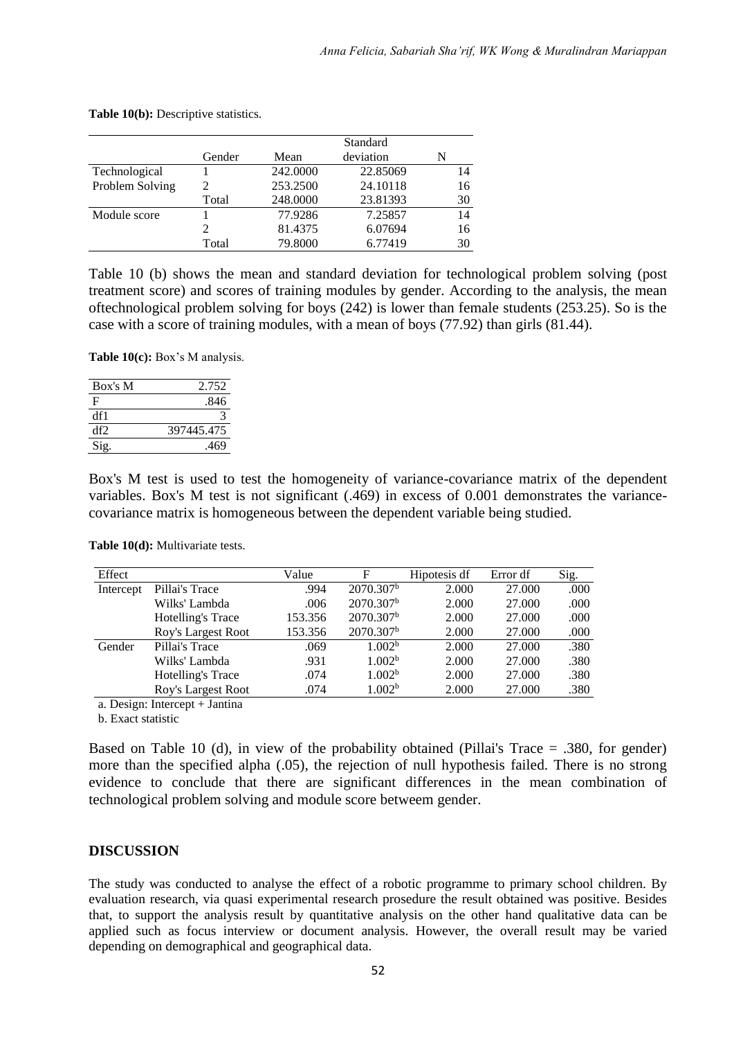**Table 10(b):** Descriptive statistics.

| | Gender | Mean | Standard deviation | N |
|---|---|---|---|---|
| Technological Problem Solving | 1 | 242.0000 | 22.85069 | 14 |
| | 2 | 253.2500 | 24.10118 | 16 |
| | Total | 248.0000 | 23.81393 | 30 |
| Module score | 1 | 77.9286 | 7.25857 | 14 |
| | 2 | 81.4375 | 6.07694 | 16 |
| | Total | 79.8000 | 6.77419 | 30 |

Table 10 (b) shows the mean and standard deviation for technological problem solving (post treatment score) and scores of training modules by gender. According to the analysis, the mean oftechnological problem solving for boys (242) is lower than female students (253.25). So is the case with a score of training modules, with a mean of boys (77.92) than girls (81.44).

**Table 10(c):** Box's M analysis.

| | |
|---|---|
| Box's M | 2.752 |
| F | .846 |
| df1 | 3 |
| df2 | 397445.475 |
| Sig. | .469 |

Box's M test is used to test the homogeneity of variance-covariance matrix of the dependent variables. Box's M test is not significant (.469) in excess of 0.001 demonstrates the variance-covariance matrix is homogeneous between the dependent variable being studied.

**Table 10(d):** Multivariate tests.

| Effect | | Value | F | Hipotesis df | Error df | Sig. |
|---|---|---|---|---|---|---|
| Intercept | Pillai's Trace | .994 | 2070.307[b] | 2.000 | 27.000 | .000 |
| | Wilks' Lambda | .006 | 2070.307[b] | 2.000 | 27.000 | .000 |
| | Hotelling's Trace | 153.356 | 2070.307[b] | 2.000 | 27.000 | .000 |
| | Roy's Largest Root | 153.356 | 2070.307[b] | 2.000 | 27.000 | .000 |
| Gender | Pillai's Trace | .069 | 1.002[b] | 2.000 | 27.000 | .380 |
| | Wilks' Lambda | .931 | 1.002[b] | 2.000 | 27.000 | .380 |
| | Hotelling's Trace | .074 | 1.002[b] | 2.000 | 27.000 | .380 |
| | Roy's Largest Root | .074 | 1.002[b] | 2.000 | 27.000 | .380 |

a. Design: Intercept + Jantina

b. Exact statistic

Based on Table 10 (d), in view of the probability obtained (Pillai's Trace = .380, for gender) more than the specified alpha (.05), the rejection of null hypothesis failed. There is no strong evidence to conclude that there are significant differences in the mean combination of technological problem solving and module score betweem gender.

## DISCUSSION

The study was conducted to analyse the effect of a robotic programme to primary school children. By evaluation research, via quasi experimental research prosedure the result obtained was positive. Besides that, to support the analysis result by quantitative analysis on the other hand qualitative data can be applied such as focus interview or document analysis. However, the overall result may be varied depending on demographical and geographical data.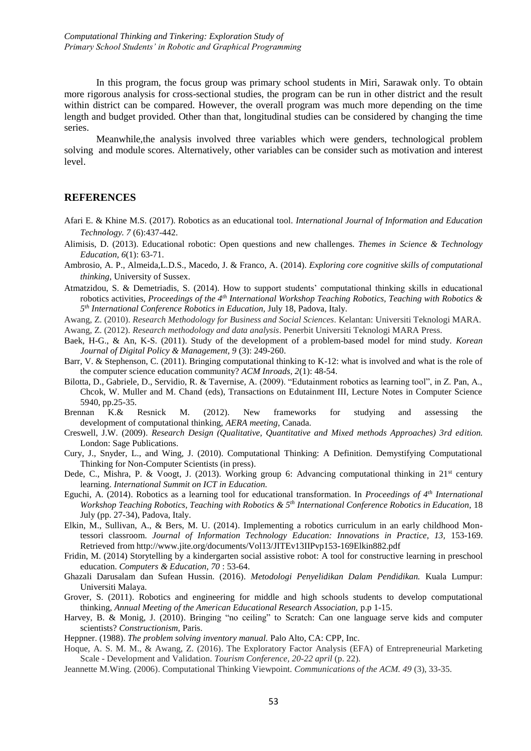In this program, the focus group was primary school students in Miri, Sarawak only. To obtain more rigorous analysis for cross-sectional studies, the program can be run in other district and the result within district can be compared. However, the overall program was much more depending on the time length and budget provided. Other than that, longitudinal studies can be considered by changing the time series.

Meanwhile,the analysis involved three variables which were genders, technological problem solving and module scores. Alternatively, other variables can be consider such as motivation and interest level.

## REFERENCES

Afari E. & Khine M.S. (2017). Robotics as an educational tool. *International Journal of Information and Education Technology. 7* (6):437-442.

Alimisis, D. (2013). Educational robotic: Open questions and new challenges. *Themes in Science & Technology Education, 6*(1): 63-71.

Ambrosio, A. P., Almeida,L.D.S., Macedo, J. & Franco, A. (2014). *Exploring core cognitive skills of computational thinking*, University of Sussex.

Atmatzidou, S. & Demetriadis, S. (2014). How to support students' computational thinking skills in educational robotics activities, *Proceedings of the 4th International Workshop Teaching Robotics, Teaching with Robotics & 5th International Conference Robotics in Education,* July 18, Padova, Italy.

Awang, Z. (2010). *Research Methodology for Business and Social Sciences*. Kelantan: Universiti Teknologi MARA.

Awang, Z. (2012). *Research methodology and data analysis*. Penerbit Universiti Teknologi MARA Press.

Baek, H-G., & An, K-S. (2011). Study of the development of a problem-based model for mind study. *Korean Journal of Digital Policy & Management, 9* (3): 249-260.

Barr, V. & Stephenson, C. (2011). Bringing computational thinking to K-12: what is involved and what is the role of the computer science education community? *ACM Inroads, 2*(1): 48-54.

Bilotta, D., Gabriele, D., Servidio, R. & Tavernise, A. (2009). "Edutainment robotics as learning tool", in Z. Pan, A., Chcok, W. Muller and M. Chand (eds), Transactions on Edutainment III, Lecture Notes in Computer Science 5940, pp.25-35.

Brennan K.& Resnick M. (2012). New frameworks for studying and assessing the development of computational thinking, *AERA meeting,* Canada.

Creswell, J.W. (2009). *Research Design (Qualitative, Quantitative and Mixed methods Approaches) 3rd edition.* London: Sage Publications.

Cury, J., Snyder, L., and Wing, J. (2010). Computational Thinking: A Definition. Demystifying Computational Thinking for Non-Computer Scientists (in press).

Dede, C., Mishra, P. & Voogt, J. (2013). Working group 6: Advancing computational thinking in 21st century learning. *International Summit on ICT in Education.*

Eguchi, A. (2014). Robotics as a learning tool for educational transformation. In *Proceedings of 4th International Workshop Teaching Robotics, Teaching with Robotics & 5th International Conference Robotics in Education,* 18 July (pp. 27-34), Padova, Italy.

Elkin, M., Sullivan, A., & Bers, M. U. (2014). Implementing a robotics curriculum in an early childhood Montessori classroom. *Journal of Information Technology Education: Innovations in Practice, 13,* 153-169. Retrieved from http://www.jite.org/documents/Vol13/JITEv13IIPvp153-169Elkin882.pdf

Fridin, M. (2014) Storytelling by a kindergarten social assistive robot: A tool for constructive learning in preschool education. *Computers & Education, 70* : 53-64.

Ghazali Darusalam dan Sufean Hussin. (2016). *Metodologi Penyelidikan Dalam Pendidikan.* Kuala Lumpur: Universiti Malaya.

Grover, S. (2011). Robotics and engineering for middle and high schools students to develop computational thinking, *Annual Meeting of the American Educational Research Association*, p.p 1-15.

Harvey, B. & Monig, J. (2010). Bringing "no ceiling" to Scratch: Can one language serve kids and computer scientists? *Constructionism,* Paris.

Heppner. (1988). *The problem solving inventory manual.* Palo Alto, CA: CPP, Inc.

Hoque, A. S. M. M., & Awang, Z. (2016). The Exploratory Factor Analysis (EFA) of Entrepreneurial Marketing Scale - Development and Validation. *Tourism Conference, 20-22 april* (p. 22).

Jeannette M.Wing. (2006). Computational Thinking Viewpoint. *Communications of the ACM. 49* (3), 33-35.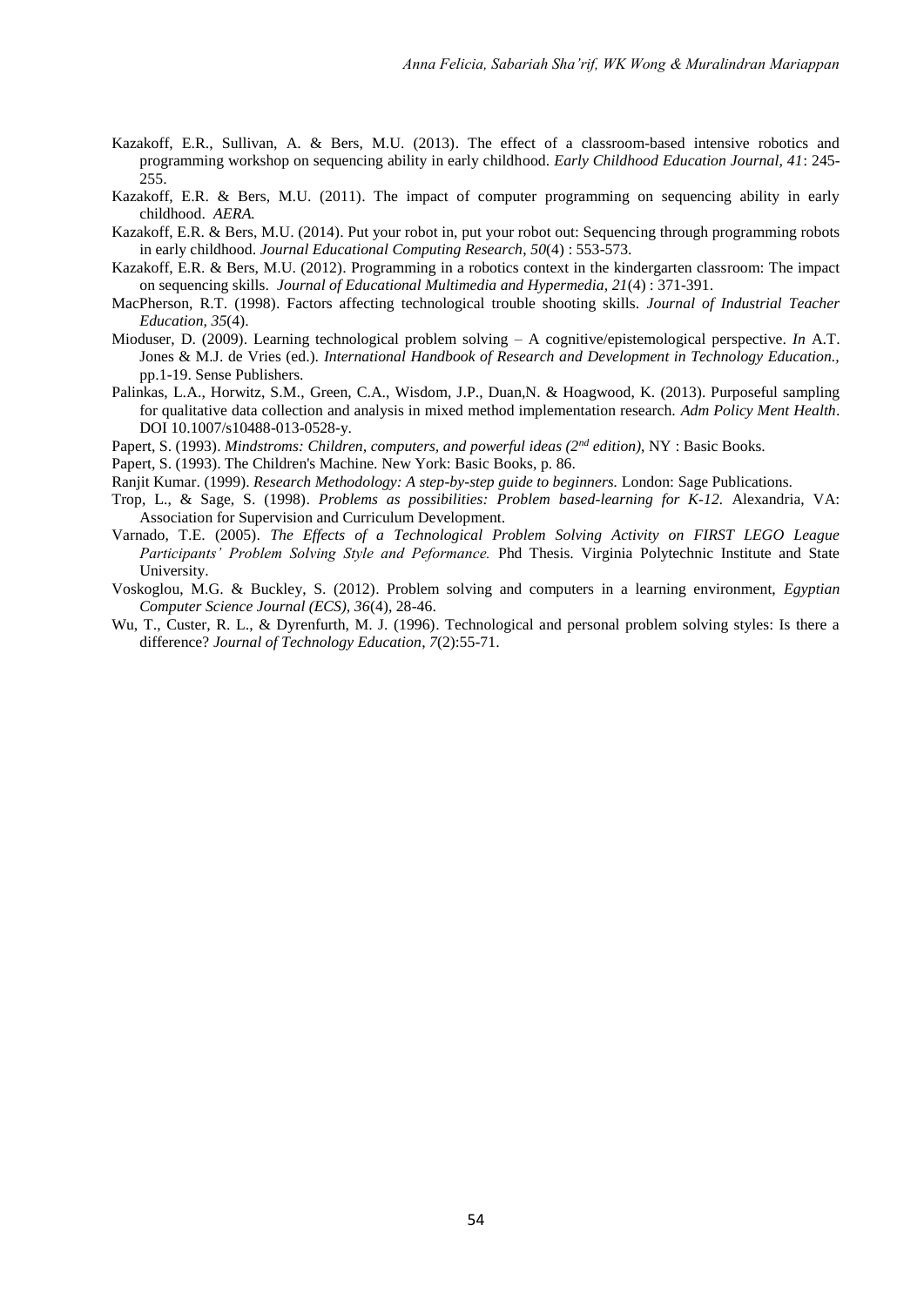Kazakoff, E.R., Sullivan, A. & Bers, M.U. (2013). The effect of a classroom-based intensive robotics and programming workshop on sequencing ability in early childhood. *Early Childhood Education Journal, 41*: 245-255.

Kazakoff, E.R. & Bers, M.U. (2011). The impact of computer programming on sequencing ability in early childhood. *AERA.*

Kazakoff, E.R. & Bers, M.U. (2014). Put your robot in, put your robot out: Sequencing through programming robots in early childhood. *Journal Educational Computing Research*, *50*(4) : 553-573.

Kazakoff, E.R. & Bers, M.U. (2012). Programming in a robotics context in the kindergarten classroom: The impact on sequencing skills. *Journal of Educational Multimedia and Hypermedia, 21*(4) : 371-391.

MacPherson, R.T. (1998). Factors affecting technological trouble shooting skills. *Journal of Industrial Teacher Education, 35*(4).

Mioduser, D. (2009). Learning technological problem solving – A cognitive/epistemological perspective. *In* A.T. Jones & M.J. de Vries (ed.). *International Handbook of Research and Development in Technology Education.*, pp.1-19. Sense Publishers.

Palinkas, L.A., Horwitz, S.M., Green, C.A., Wisdom, J.P., Duan,N. & Hoagwood, K. (2013). Purposeful sampling for qualitative data collection and analysis in mixed method implementation research. *Adm Policy Ment Health*. DOI 10.1007/s10488-013-0528-y.

Papert, S. (1993). *Mindstroms: Children, computers, and powerful ideas (2nd edition)*, NY : Basic Books.

Papert, S. (1993). The Children's Machine. New York: Basic Books, p. 86.

Ranjit Kumar. (1999). *Research Methodology: A step-by-step guide to beginners.* London: Sage Publications.

Trop, L., & Sage, S. (1998). *Problems as possibilities: Problem based-learning for K-12.* Alexandria, VA: Association for Supervision and Curriculum Development.

Varnado, T.E. (2005). *The Effects of a Technological Problem Solving Activity on FIRST LEGO League Participants' Problem Solving Style and Peformance.* Phd Thesis. Virginia Polytechnic Institute and State University.

Voskoglou, M.G. & Buckley, S. (2012). Problem solving and computers in a learning environment, *Egyptian Computer Science Journal (ECS), 36*(4), 28-46.

Wu, T., Custer, R. L., & Dyrenfurth, M. J. (1996). Technological and personal problem solving styles: Is there a difference? *Journal of Technology Education*, *7*(2):55-71.